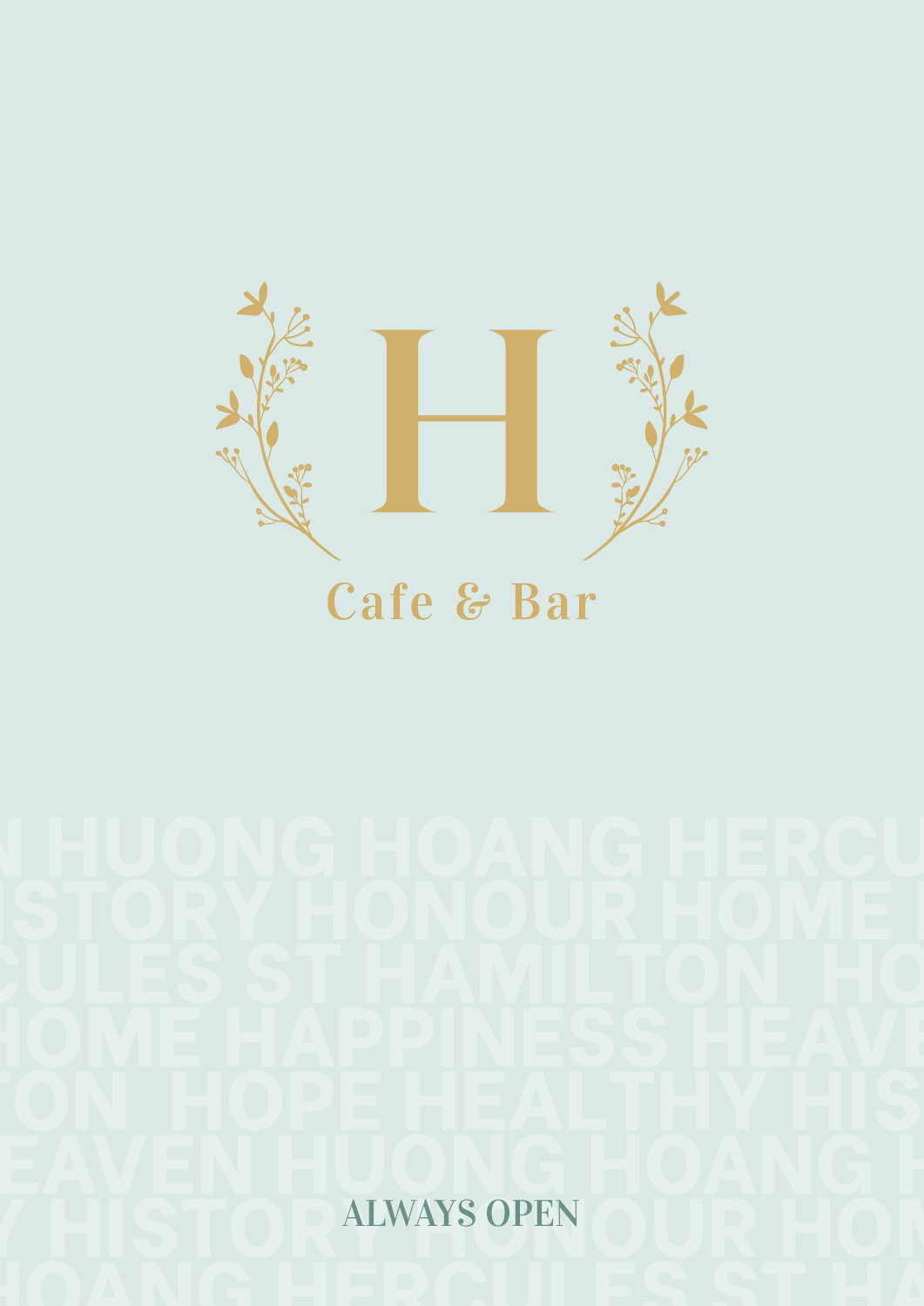# H

## Cafe & Bar

N HUONG HOANG HERCU
ISTORY HONOUR HOME
CULES ST HAMILTON HO
HOME HAPPINESS HEAVE
TON HOPE HEALTHY HIS
EAVEN HUONG HOANG H
Y HISTORY HONOUR HON
HOANG HERCULES ST HA

ALWAYS OPEN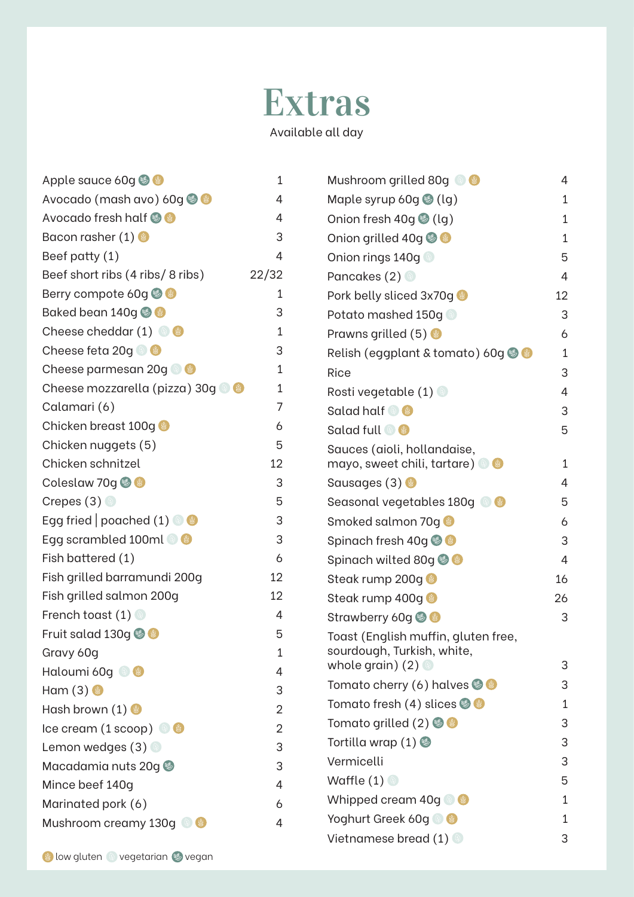# Extras

Available all day

| Item | Price |
|---|---|
| Apple sauce 60g (vegan) (low gluten) | 1 |
| Avocado (mash avo) 60g (vegan) (low gluten) | 4 |
| Avocado fresh half (vegan) (low gluten) | 4 |
| Bacon rasher (1) (low gluten) | 3 |
| Beef patty (1) | 4 |
| Beef short ribs (4 ribs/ 8 ribs) | 22/32 |
| Berry compote 60g (vegan) (low gluten) | 1 |
| Baked bean 140g (vegan) (low gluten) | 3 |
| Cheese cheddar (1) (vegetarian) (low gluten) | 1 |
| Cheese feta 20g (vegetarian) (low gluten) | 3 |
| Cheese parmesan 20g (vegetarian) (low gluten) | 1 |
| Cheese mozzarella (pizza) 30g (vegetarian) (low gluten) | 1 |
| Calamari (6) | 7 |
| Chicken breast 100g (low gluten) | 6 |
| Chicken nuggets (5) | 5 |
| Chicken schnitzel | 12 |
| Coleslaw 70g (vegan) (low gluten) | 3 |
| Crepes (3) (vegetarian) | 5 |
| Egg fried \| poached (1) (vegetarian) (low gluten) | 3 |
| Egg scrambled 100ml (vegetarian) (low gluten) | 3 |
| Fish battered (1) | 6 |
| Fish grilled barramundi 200g | 12 |
| Fish grilled salmon 200g | 12 |
| French toast (1) (vegetarian) | 4 |
| Fruit salad 130g (vegan) (low gluten) | 5 |
| Gravy 60g | 1 |
| Haloumi 60g (vegetarian) (low gluten) | 4 |
| Ham (3) (low gluten) | 3 |
| Hash brown (1) (low gluten) | 2 |
| Ice cream (1 scoop) (vegetarian) (low gluten) | 2 |
| Lemon wedges (3) (vegetarian) | 3 |
| Macadamia nuts 20g (vegan) | 3 |
| Mince beef 140g | 4 |
| Marinated pork (6) | 6 |
| Mushroom creamy 130g (vegetarian) (low gluten) | 4 |
| Mushroom grilled 80g (vegetarian) (low gluten) | 4 |
| Maple syrup 60g (vegan) (lg) | 1 |
| Onion fresh 40g (vegan) (lg) | 1 |
| Onion grilled 40g (vegan) (low gluten) | 1 |
| Onion rings 140g (vegetarian) | 5 |
| Pancakes (2) (vegetarian) | 4 |
| Pork belly sliced 3x70g (low gluten) | 12 |
| Potato mashed 150g (vegetarian) | 3 |
| Prawns grilled (5) (low gluten) | 6 |
| Relish (eggplant & tomato) 60g (vegan) (low gluten) | 1 |
| Rice | 3 |
| Rosti vegetable (1) (vegetarian) | 4 |
| Salad half (vegetarian) (low gluten) | 3 |
| Salad full (vegetarian) (low gluten) | 5 |
| Sauces (aioli, hollandaise, mayo, sweet chili, tartare) (vegetarian) (low gluten) | 1 |
| Sausages (3) (low gluten) | 4 |
| Seasonal vegetables 180g (vegetarian) (low gluten) | 5 |
| Smoked salmon 70g (low gluten) | 6 |
| Spinach fresh 40g (vegan) (low gluten) | 3 |
| Spinach wilted 80g (vegan) (low gluten) | 4 |
| Steak rump 200g (low gluten) | 16 |
| Steak rump 400g (low gluten) | 26 |
| Strawberry 60g (vegan) (low gluten) | 3 |
| Toast (English muffin, gluten free, sourdough, Turkish, white, whole grain) (2) (vegetarian) | 3 |
| Tomato cherry (6) halves (vegan) (low gluten) | 3 |
| Tomato fresh (4) slices (vegan) (low gluten) | 1 |
| Tomato grilled (2) (vegan) (low gluten) | 3 |
| Tortilla wrap (1) (vegan) | 3 |
| Vermicelli | 3 |
| Waffle (1) (vegetarian) | 5 |
| Whipped cream 40g (vegetarian) (low gluten) | 1 |
| Yoghurt Greek 60g (vegetarian) (low gluten) | 1 |
| Vietnamese bread (1) (vegetarian) | 3 |

(low gluten) low gluten (vegetarian) vegetarian (vegan) vegan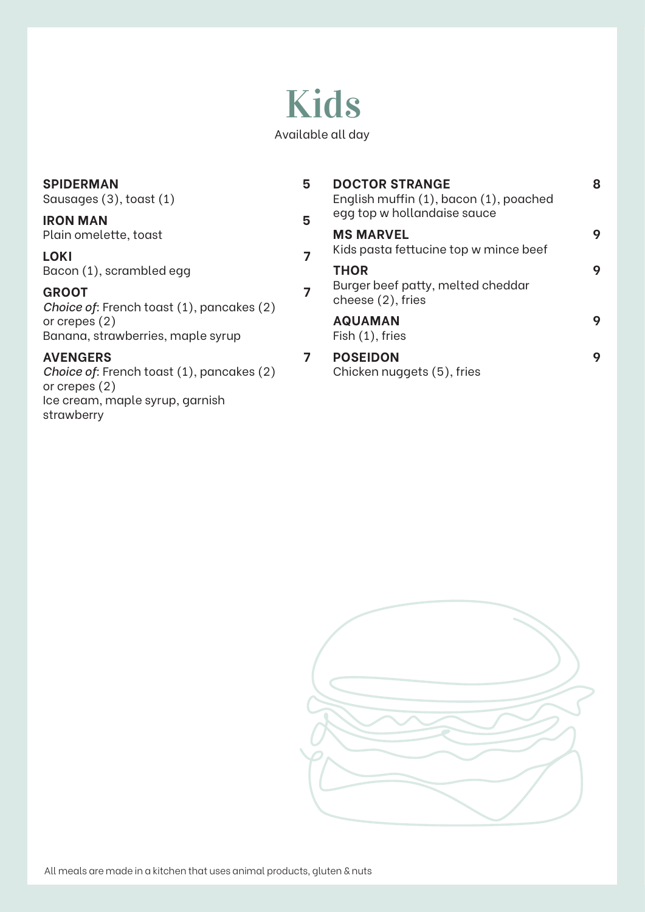# Kids

Available all day

**SPIDERMAN** 5
Sausages (3), toast (1)

**IRON MAN** 5
Plain omelette, toast

**LOKI** 7
Bacon (1), scrambled egg

**GROOT** 7
*Choice of*: French toast (1), pancakes (2) or crepes (2)
Banana, strawberries, maple syrup

**AVENGERS** 7
*Choice of*: French toast (1), pancakes (2) or crepes (2)
Ice cream, maple syrup, garnish strawberry

**DOCTOR STRANGE** 8
English muffin (1), bacon (1), poached egg top w hollandaise sauce

**MS MARVEL** 9
Kids pasta fettucine top w mince beef

**THOR** 9
Burger beef patty, melted cheddar cheese (2), fries

**AQUAMAN** 9
Fish (1), fries

**POSEIDON** 9
Chicken nuggets (5), fries

All meals are made in a kitchen that uses animal products, gluten & nuts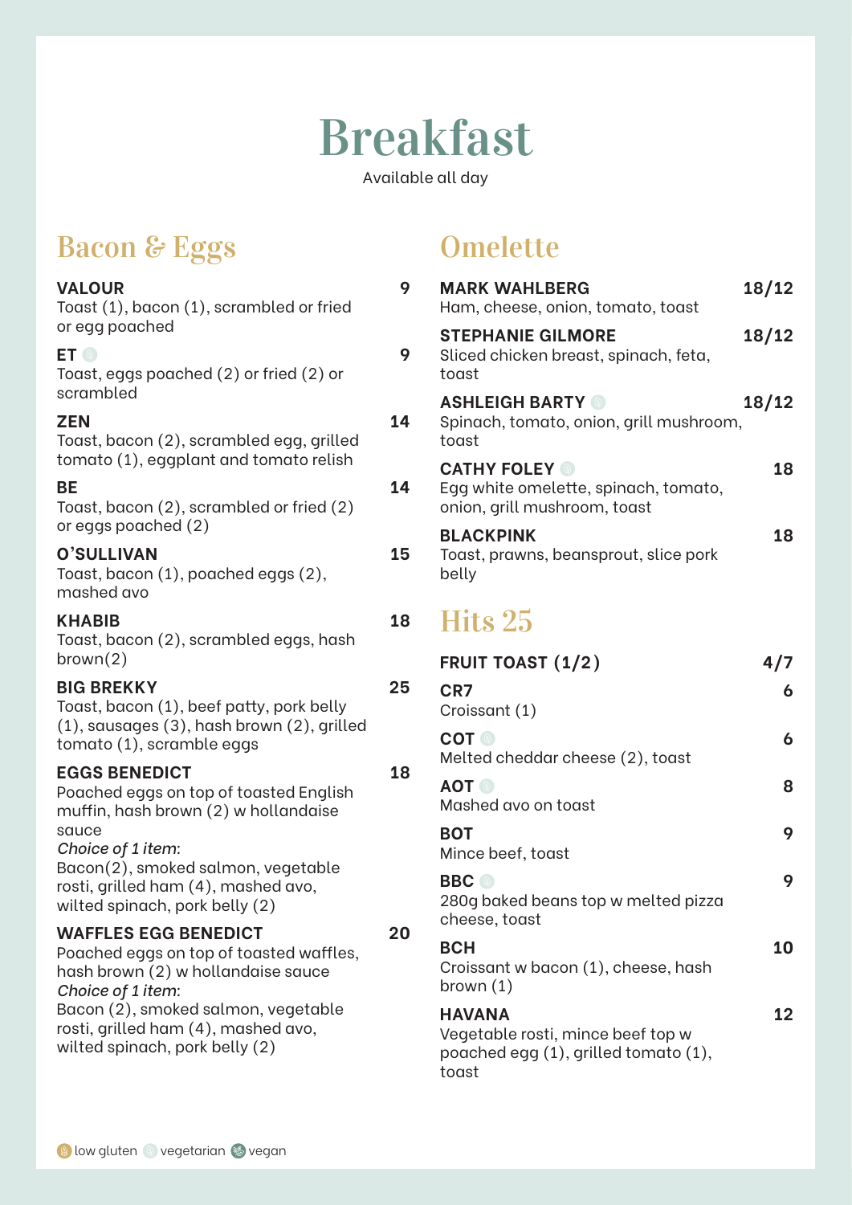# Breakfast

Available all day

## Bacon & Eggs

**VALOUR** — **9**
Toast (1), bacon (1), scrambled or fried or egg poached

**ET** (vegetarian) — **9**
Toast, eggs poached (2) or fried (2) or scrambled

**ZEN** — **14**
Toast, bacon (2), scrambled egg, grilled tomato (1), eggplant and tomato relish

**BE** — **14**
Toast, bacon (2), scrambled or fried (2) or eggs poached (2)

**O'SULLIVAN** — **15**
Toast, bacon (1), poached eggs (2), mashed avo

**KHABIB** — **18**
Toast, bacon (2), scrambled eggs, hash brown(2)

**BIG BREKKY** — **25**
Toast, bacon (1), beef patty, pork belly (1), sausages (3), hash brown (2), grilled tomato (1), scramble eggs

**EGGS BENEDICT** — **18**
Poached eggs on top of toasted English muffin, hash brown (2) w hollandaise sauce
*Choice of 1 item*:
Bacon(2), smoked salmon, vegetable rosti, grilled ham (4), mashed avo, wilted spinach, pork belly (2)

**WAFFLES EGG BENEDICT** — **20**
Poached eggs on top of toasted waffles, hash brown (2) w hollandaise sauce
*Choice of 1 item*:
Bacon (2), smoked salmon, vegetable rosti, grilled ham (4), mashed avo, wilted spinach, pork belly (2)

## Omelette

**MARK WAHLBERG** — **18/12**
Ham, cheese, onion, tomato, toast

**STEPHANIE GILMORE** — **18/12**
Sliced chicken breast, spinach, feta, toast

**ASHLEIGH BARTY** (vegetarian) — **18/12**
Spinach, tomato, onion, grill mushroom, toast

**CATHY FOLEY** (vegetarian) — **18**
Egg white omelette, spinach, tomato, onion, grill mushroom, toast

**BLACKPINK** — **18**
Toast, prawns, beansprout, slice pork belly

## Hits 25

**FRUIT TOAST (1/2)** — **4/7**

**CR7** — **6**
Croissant (1)

**COT** (vegetarian) — **6**
Melted cheddar cheese (2), toast

**AOT** (vegetarian) — **8**
Mashed avo on toast

**BOT** — **9**
Mince beef, toast

**BBC** (vegetarian) — **9**
280g baked beans top w melted pizza cheese, toast

**BCH** — **10**
Croissant w bacon (1), cheese, hash brown (1)

**HAVANA** — **12**
Vegetable rosti, mince beef top w poached egg (1), grilled tomato (1), toast

low gluten · vegetarian · vegan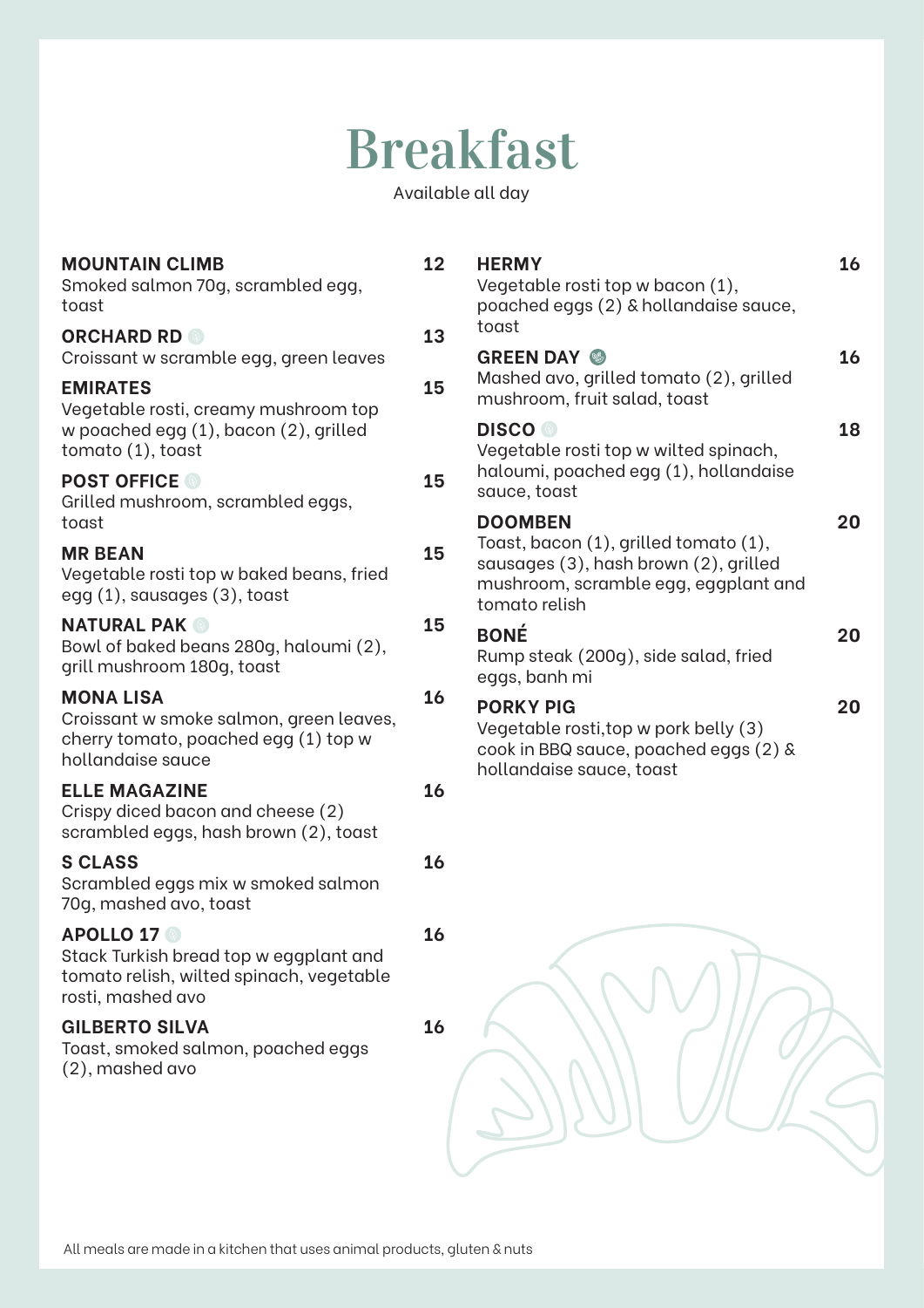# Breakfast

Available all day

**MOUNTAIN CLIMB** — 12
Smoked salmon 70g, scrambled egg, toast

**ORCHARD RD** — 13
Croissant w scramble egg, green leaves

**EMIRATES** — 15
Vegetable rosti, creamy mushroom top w poached egg (1), bacon (2), grilled tomato (1), toast

**POST OFFICE** — 15
Grilled mushroom, scrambled eggs, toast

**MR BEAN** — 15
Vegetable rosti top w baked beans, fried egg (1), sausages (3), toast

**NATURAL PAK** — 15
Bowl of baked beans 280g, haloumi (2), grill mushroom 180g, toast

**MONA LISA** — 16
Croissant w smoke salmon, green leaves, cherry tomato, poached egg (1) top w hollandaise sauce

**ELLE MAGAZINE** — 16
Crispy diced bacon and cheese (2) scrambled eggs, hash brown (2), toast

**S CLASS** — 16
Scrambled eggs mix w smoked salmon 70g, mashed avo, toast

**APOLLO 17** — 16
Stack Turkish bread top w eggplant and tomato relish, wilted spinach, vegetable rosti, mashed avo

**GILBERTO SILVA** — 16
Toast, smoked salmon, poached eggs (2), mashed avo

**HERMY** — 16
Vegetable rosti top w bacon (1), poached eggs (2) & hollandaise sauce, toast

**GREEN DAY** — 16
Mashed avo, grilled tomato (2), grilled mushroom, fruit salad, toast

**DISCO** — 18
Vegetable rosti top w wilted spinach, haloumi, poached egg (1), hollandaise sauce, toast

**DOOMBEN** — 20
Toast, bacon (1), grilled tomato (1), sausages (3), hash brown (2), grilled mushroom, scramble egg, eggplant and tomato relish

**BONÉ** — 20
Rump steak (200g), side salad, fried eggs, banh mi

**PORKY PIG** — 20
Vegetable rosti,top w pork belly (3) cook in BBQ sauce, poached eggs (2) & hollandaise sauce, toast

All meals are made in a kitchen that uses animal products, gluten & nuts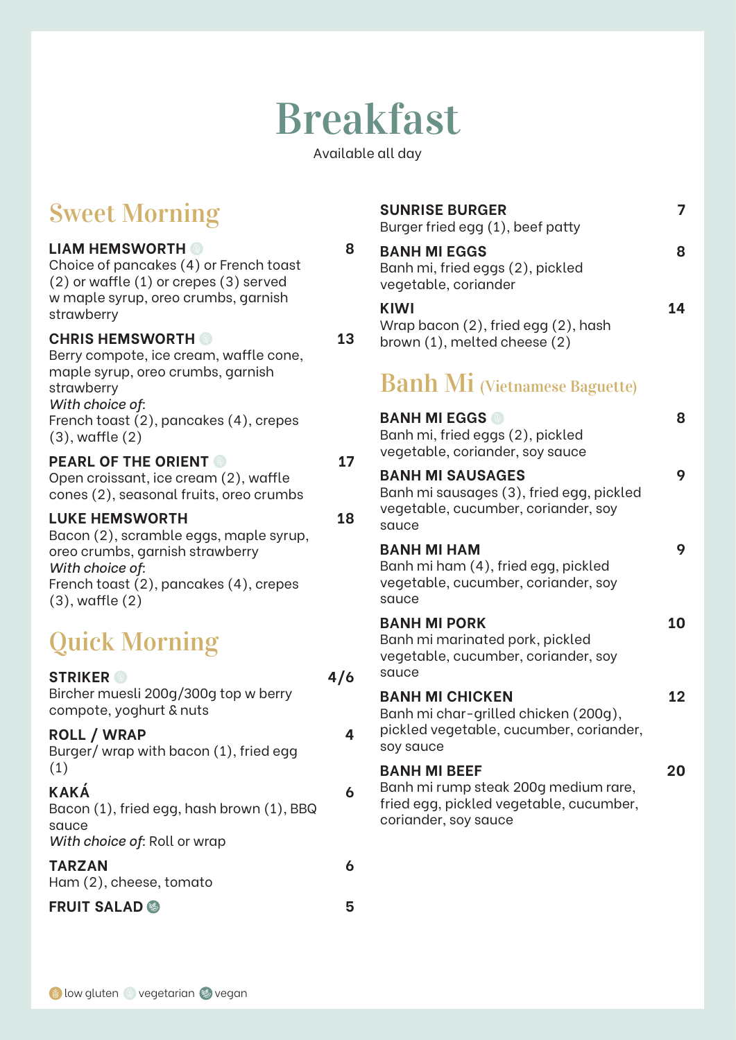# Breakfast

Available all day

## Sweet Morning

**LIAM HEMSWORTH** (vegetarian) — **8**
Choice of pancakes (4) or French toast (2) or waffle (1) or crepes (3) served w maple syrup, oreo crumbs, garnish strawberry

**CHRIS HEMSWORTH** (vegetarian) — **13**
Berry compote, ice cream, waffle cone, maple syrup, oreo crumbs, garnish strawberry
*With choice of*:
French toast (2), pancakes (4), crepes (3), waffle (2)

**PEARL OF THE ORIENT** (vegetarian) — **17**
Open croissant, ice cream (2), waffle cones (2), seasonal fruits, oreo crumbs

**LUKE HEMSWORTH** — **18**
Bacon (2), scramble eggs, maple syrup, oreo crumbs, garnish strawberry
*With choice of*:
French toast (2), pancakes (4), crepes (3), waffle (2)

## Quick Morning

**STRIKER** (vegetarian) — **4/6**
Bircher muesli 200g/300g top w berry compote, yoghurt & nuts

**ROLL / WRAP** — **4**
Burger/ wrap with bacon (1), fried egg (1)

**KAKÁ** — **6**
Bacon (1), fried egg, hash brown (1), BBQ sauce
*With choice of*: Roll or wrap

**TARZAN** — **6**
Ham (2), cheese, tomato

**FRUIT SALAD** (vegan) — **5**

**SUNRISE BURGER** — **7**
Burger fried egg (1), beef patty

**BANH MI EGGS** — **8**
Banh mi, fried eggs (2), pickled vegetable, coriander

**KIWI** — **14**
Wrap bacon (2), fried egg (2), hash brown (1), melted cheese (2)

## Banh Mi (Vietnamese Baguette)

**BANH MI EGGS** (vegetarian) — **8**
Banh mi, fried eggs (2), pickled vegetable, coriander, soy sauce

**BANH MI SAUSAGES** — **9**
Banh mi sausages (3), fried egg, pickled vegetable, cucumber, coriander, soy sauce

**BANH MI HAM** — **9**
Banh mi ham (4), fried egg, pickled vegetable, cucumber, coriander, soy sauce

**BANH MI PORK** — **10**
Banh mi marinated pork, pickled vegetable, cucumber, coriander, soy sauce

**BANH MI CHICKEN** — **12**
Banh mi char-grilled chicken (200g), pickled vegetable, cucumber, coriander, soy sauce

**BANH MI BEEF** — **20**
Banh mi rump steak 200g medium rare, fried egg, pickled vegetable, cucumber, coriander, soy sauce

low gluten · vegetarian · vegan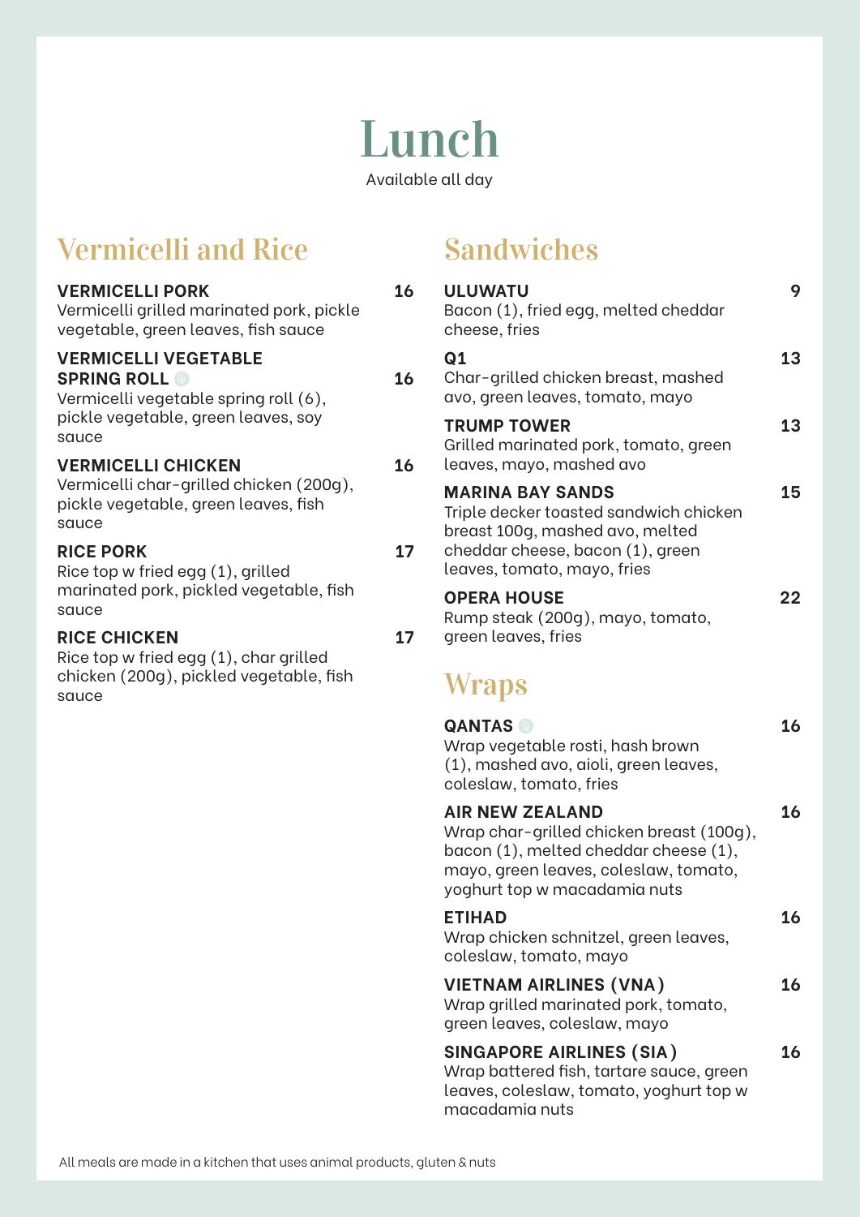# Lunch

Available all day

## Vermicelli and Rice

**VERMICELLI PORK** — 16
Vermicelli grilled marinated pork, pickle vegetable, green leaves, fish sauce

**VERMICELLI VEGETABLE SPRING ROLL** — 16
Vermicelli vegetable spring roll (6), pickle vegetable, green leaves, soy sauce

**VERMICELLI CHICKEN** — 16
Vermicelli char-grilled chicken (200g), pickle vegetable, green leaves, fish sauce

**RICE PORK** — 17
Rice top w fried egg (1), grilled marinated pork, pickled vegetable, fish sauce

**RICE CHICKEN** — 17
Rice top w fried egg (1), char grilled chicken (200g), pickled vegetable, fish sauce

## Sandwiches

**ULUWATU** — 9
Bacon (1), fried egg, melted cheddar cheese, fries

**Q1** — 13
Char-grilled chicken breast, mashed avo, green leaves, tomato, mayo

**TRUMP TOWER** — 13
Grilled marinated pork, tomato, green leaves, mayo, mashed avo

**MARINA BAY SANDS** — 15
Triple decker toasted sandwich chicken breast 100g, mashed avo, melted cheddar cheese, bacon (1), green leaves, tomato, mayo, fries

**OPERA HOUSE** — 22
Rump steak (200g), mayo, tomato, green leaves, fries

## Wraps

**QANTAS** — 16
Wrap vegetable rosti, hash brown (1), mashed avo, aioli, green leaves, coleslaw, tomato, fries

**AIR NEW ZEALAND** — 16
Wrap char-grilled chicken breast (100g), bacon (1), melted cheddar cheese (1), mayo, green leaves, coleslaw, tomato, yoghurt top w macadamia nuts

**ETIHAD** — 16
Wrap chicken schnitzel, green leaves, coleslaw, tomato, mayo

**VIETNAM AIRLINES (VNA)** — 16
Wrap grilled marinated pork, tomato, green leaves, coleslaw, mayo

**SINGAPORE AIRLINES (SIA)** — 16
Wrap battered fish, tartare sauce, green leaves, coleslaw, tomato, yoghurt top w macadamia nuts

All meals are made in a kitchen that uses animal products, gluten & nuts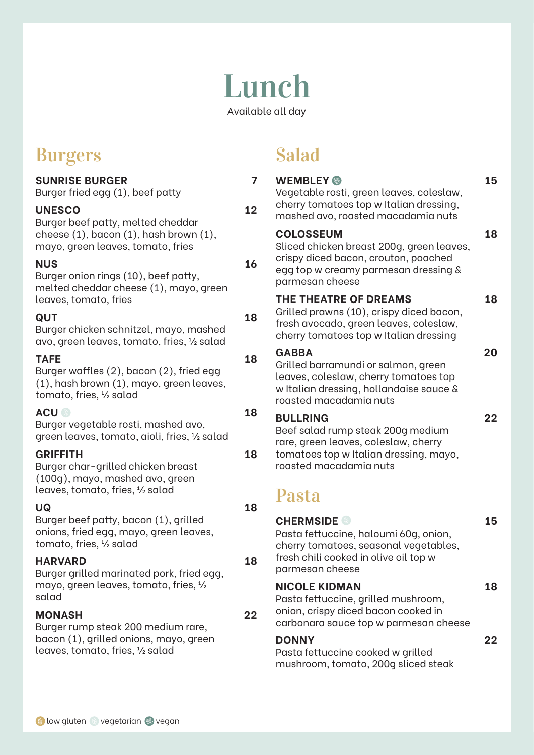# Lunch

Available all day

## Burgers

**SUNRISE BURGER** — 7
Burger fried egg (1), beef patty

**UNESCO** — 12
Burger beef patty, melted cheddar cheese (1), bacon (1), hash brown (1), mayo, green leaves, tomato, fries

**NUS** — 16
Burger onion rings (10), beef patty, melted cheddar cheese (1), mayo, green leaves, tomato, fries

**QUT** — 18
Burger chicken schnitzel, mayo, mashed avo, green leaves, tomato, fries, ½ salad

**TAFE** — 18
Burger waffles (2), bacon (2), fried egg (1), hash brown (1), mayo, green leaves, tomato, fries, ½ salad

**ACU** (vegetarian) — 18
Burger vegetable rosti, mashed avo, green leaves, tomato, aioli, fries, ½ salad

**GRIFFITH** — 18
Burger char-grilled chicken breast (100g), mayo, mashed avo, green leaves, tomato, fries, ½ salad

**UQ** — 18
Burger beef patty, bacon (1), grilled onions, fried egg, mayo, green leaves, tomato, fries, ½ salad

**HARVARD** — 18
Burger grilled marinated pork, fried egg, mayo, green leaves, tomato, fries, ½ salad

**MONASH** — 22
Burger rump steak 200 medium rare, bacon (1), grilled onions, mayo, green leaves, tomato, fries, ½ salad

## Salad

**WEMBLEY** (vegan) — 15
Vegetable rosti, green leaves, coleslaw, cherry tomatoes top w Italian dressing, mashed avo, roasted macadamia nuts

**COLOSSEUM** — 18
Sliced chicken breast 200g, green leaves, crispy diced bacon, crouton, poached egg top w creamy parmesan dressing & parmesan cheese

**THE THEATRE OF DREAMS** — 18
Grilled prawns (10), crispy diced bacon, fresh avocado, green leaves, coleslaw, cherry tomatoes top w Italian dressing

**GABBA** — 20
Grilled barramundi or salmon, green leaves, coleslaw, cherry tomatoes top w Italian dressing, hollandaise sauce & roasted macadamia nuts

**BULLRING** — 22
Beef salad rump steak 200g medium rare, green leaves, coleslaw, cherry tomatoes top w Italian dressing, mayo, roasted macadamia nuts

## Pasta

**CHERMSIDE** (vegetarian) — 15
Pasta fettuccine, haloumi 60g, onion, cherry tomatoes, seasonal vegetables, fresh chili cooked in olive oil top w parmesan cheese

**NICOLE KIDMAN** — 18
Pasta fettuccine, grilled mushroom, onion, crispy diced bacon cooked in carbonara sauce top w parmesan cheese

**DONNY** — 22
Pasta fettuccine cooked w grilled mushroom, tomato, 200g sliced steak

low gluten · vegetarian · vegan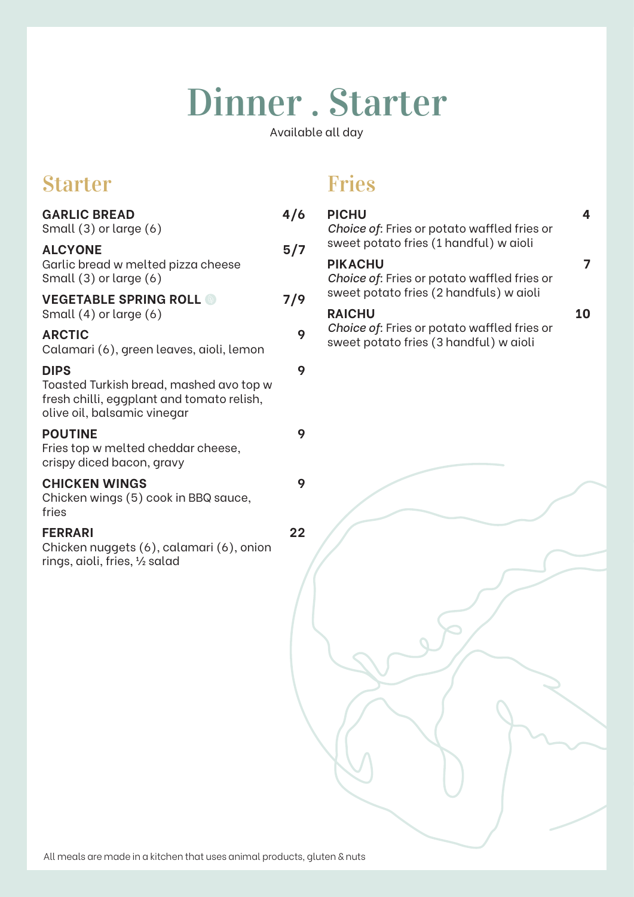# Dinner . Starter

Available all day

## Starter

**GARLIC BREAD** — 4/6
Small (3) or large (6)

**ALCYONE** — 5/7
Garlic bread w melted pizza cheese
Small (3) or large (6)

**VEGETABLE SPRING ROLL** — 7/9
Small (4) or large (6)

**ARCTIC** — 9
Calamari (6), green leaves, aioli, lemon

**DIPS** — 9
Toasted Turkish bread, mashed avo top w fresh chilli, eggplant and tomato relish, olive oil, balsamic vinegar

**POUTINE** — 9
Fries top w melted cheddar cheese, crispy diced bacon, gravy

**CHICKEN WINGS** — 9
Chicken wings (5) cook in BBQ sauce, fries

**FERRARI** — 22
Chicken nuggets (6), calamari (6), onion rings, aioli, fries, ½ salad

## Fries

**PICHU** — 4
*Choice of*: Fries or potato waffled fries or sweet potato fries (1 handful) w aioli

**PIKACHU** — 7
*Choice of*: Fries or potato waffled fries or sweet potato fries (2 handfuls) w aioli

**RAICHU** — 10
*Choice of*: Fries or potato waffled fries or sweet potato fries (3 handful) w aioli

All meals are made in a kitchen that uses animal products, gluten & nuts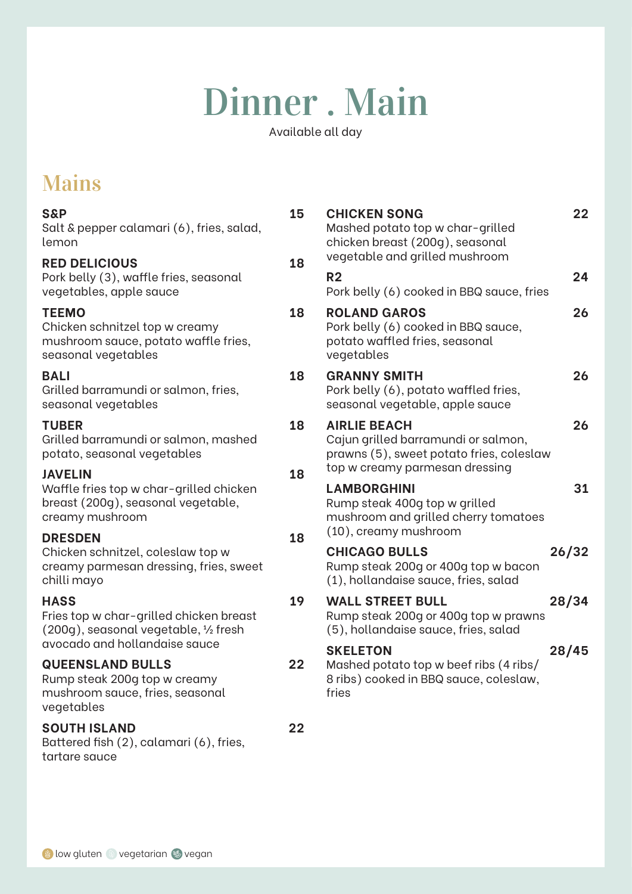# Dinner . Main

Available all day

## Mains

**S&P** 15
Salt & pepper calamari (6), fries, salad, lemon

**RED DELICIOUS** 18
Pork belly (3), waffle fries, seasonal vegetables, apple sauce

**TEEMO** 18
Chicken schnitzel top w creamy mushroom sauce, potato waffle fries, seasonal vegetables

**BALI** 18
Grilled barramundi or salmon, fries, seasonal vegetables

**TUBER** 18
Grilled barramundi or salmon, mashed potato, seasonal vegetables

**JAVELIN** 18
Waffle fries top w char-grilled chicken breast (200g), seasonal vegetable, creamy mushroom

**DRESDEN** 18
Chicken schnitzel, coleslaw top w creamy parmesan dressing, fries, sweet chilli mayo

**HASS** 19
Fries top w char-grilled chicken breast (200g), seasonal vegetable, ½ fresh avocado and hollandaise sauce

**QUEENSLAND BULLS** 22
Rump steak 200g top w creamy mushroom sauce, fries, seasonal vegetables

**SOUTH ISLAND** 22
Battered fish (2), calamari (6), fries, tartare sauce

**CHICKEN SONG** 22
Mashed potato top w char-grilled chicken breast (200g), seasonal vegetable and grilled mushroom

**R2** 24
Pork belly (6) cooked in BBQ sauce, fries

**ROLAND GAROS** 26
Pork belly (6) cooked in BBQ sauce, potato waffled fries, seasonal vegetables

**GRANNY SMITH** 26
Pork belly (6), potato waffled fries, seasonal vegetable, apple sauce

**AIRLIE BEACH** 26
Cajun grilled barramundi or salmon, prawns (5), sweet potato fries, coleslaw top w creamy parmesan dressing

**LAMBORGHINI** 31
Rump steak 400g top w grilled mushroom and grilled cherry tomatoes (10), creamy mushroom

**CHICAGO BULLS** 26/32
Rump steak 200g or 400g top w bacon (1), hollandaise sauce, fries, salad

**WALL STREET BULL** 28/34
Rump steak 200g or 400g top w prawns (5), hollandaise sauce, fries, salad

**SKELETON** 28/45
Mashed potato top w beef ribs (4 ribs/ 8 ribs) cooked in BBQ sauce, coleslaw, fries

low gluten · vegetarian · vegan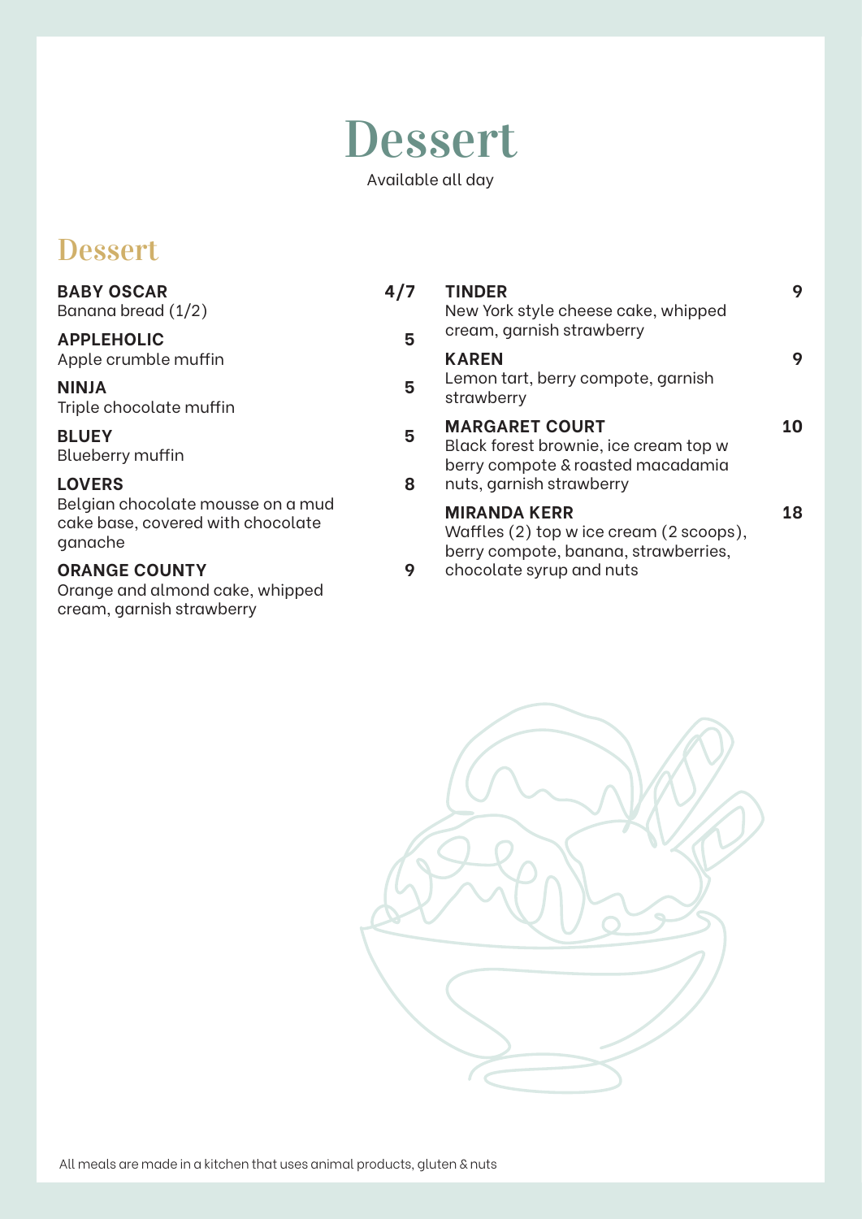# Dessert

Available all day

## Dessert

**BABY OSCAR** 4/7
Banana bread (1/2)

**APPLEHOLIC** 5
Apple crumble muffin

**NINJA** 5
Triple chocolate muffin

**BLUEY** 5
Blueberry muffin

**LOVERS** 8
Belgian chocolate mousse on a mud cake base, covered with chocolate ganache

**ORANGE COUNTY** 9
Orange and almond cake, whipped cream, garnish strawberry

**TINDER** 9
New York style cheese cake, whipped cream, garnish strawberry

**KAREN** 9
Lemon tart, berry compote, garnish strawberry

**MARGARET COURT** 10
Black forest brownie, ice cream top w berry compote & roasted macadamia nuts, garnish strawberry

**MIRANDA KERR** 18
Waffles (2) top w ice cream (2 scoops), berry compote, banana, strawberries, chocolate syrup and nuts

All meals are made in a kitchen that uses animal products, gluten & nuts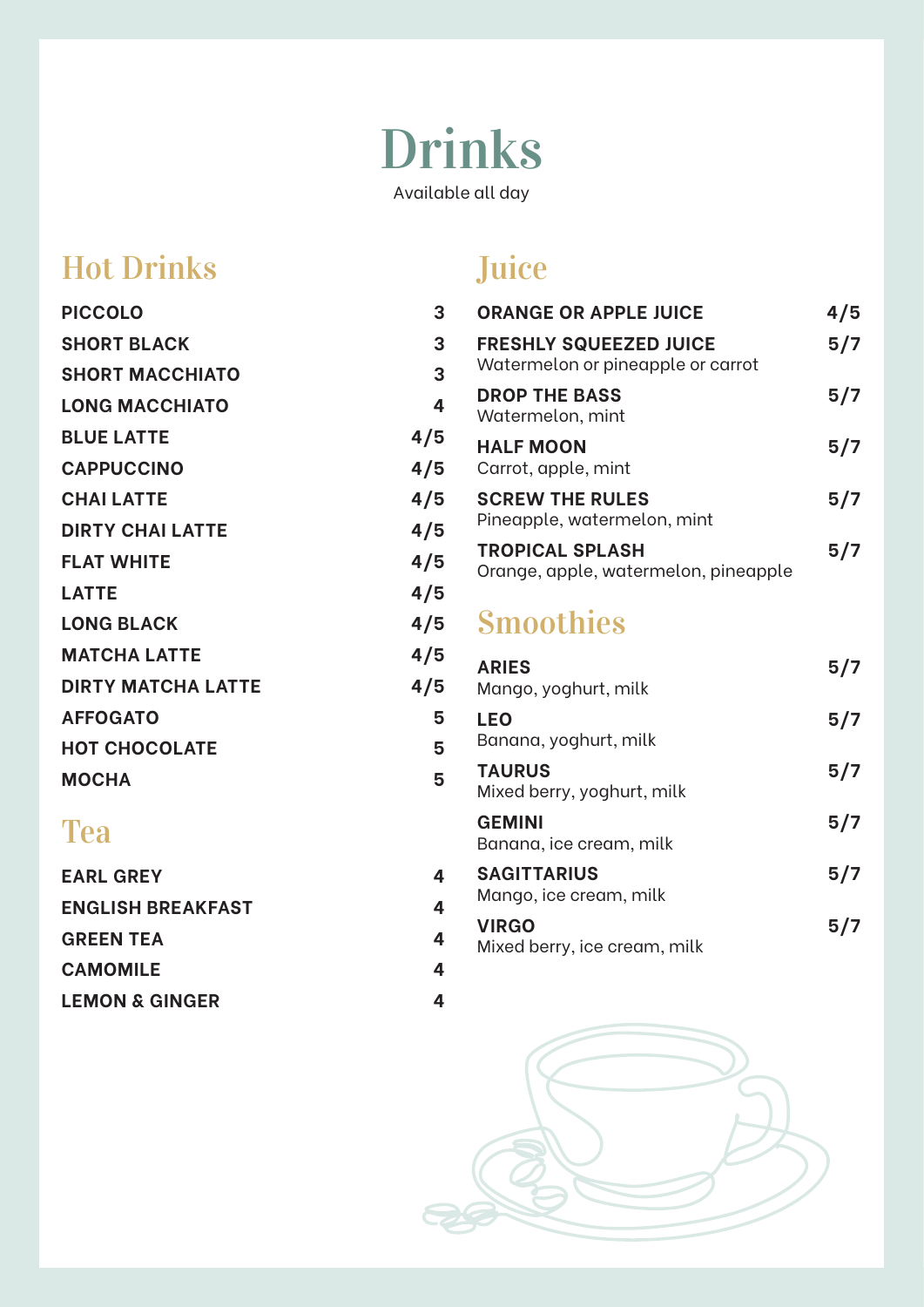# Drinks

Available all day

## Hot Drinks

| Item | Price |
|---|---|
| **PICCOLO** | 3 |
| **SHORT BLACK** | 3 |
| **SHORT MACCHIATO** | 3 |
| **LONG MACCHIATO** | 4 |
| **BLUE LATTE** | 4/5 |
| **CAPPUCCINO** | 4/5 |
| **CHAI LATTE** | 4/5 |
| **DIRTY CHAI LATTE** | 4/5 |
| **FLAT WHITE** | 4/5 |
| **LATTE** | 4/5 |
| **LONG BLACK** | 4/5 |
| **MATCHA LATTE** | 4/5 |
| **DIRTY MATCHA LATTE** | 4/5 |
| **AFFOGATO** | 5 |
| **HOT CHOCOLATE** | 5 |
| **MOCHA** | 5 |

## Tea

| Item | Price |
|---|---|
| **EARL GREY** | 4 |
| **ENGLISH BREAKFAST** | 4 |
| **GREEN TEA** | 4 |
| **CAMOMILE** | 4 |
| **LEMON & GINGER** | 4 |

## Juice

| Item | Price |
|---|---|
| **ORANGE OR APPLE JUICE** | 4/5 |
| **FRESHLY SQUEEZED JUICE**<br>Watermelon or pineapple or carrot | 5/7 |
| **DROP THE BASS**<br>Watermelon, mint | 5/7 |
| **HALF MOON**<br>Carrot, apple, mint | 5/7 |
| **SCREW THE RULES**<br>Pineapple, watermelon, mint | 5/7 |
| **TROPICAL SPLASH**<br>Orange, apple, watermelon, pineapple | 5/7 |

## Smoothies

| Item | Price |
|---|---|
| **ARIES**<br>Mango, yoghurt, milk | 5/7 |
| **LEO**<br>Banana, yoghurt, milk | 5/7 |
| **TAURUS**<br>Mixed berry, yoghurt, milk | 5/7 |
| **GEMINI**<br>Banana, ice cream, milk | 5/7 |
| **SAGITTARIUS**<br>Mango, ice cream, milk | 5/7 |
| **VIRGO**<br>Mixed berry, ice cream, milk | 5/7 |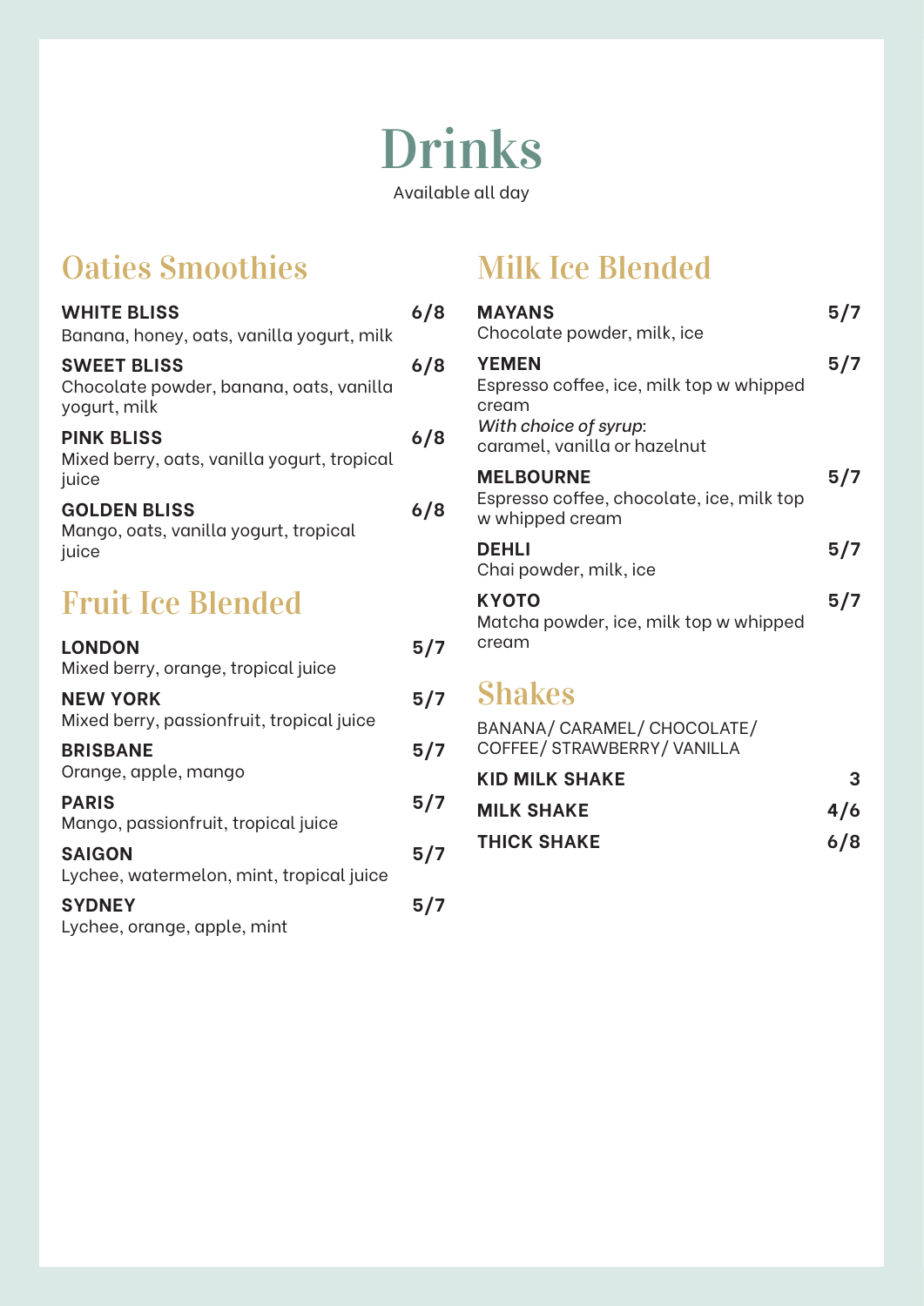# Drinks

Available all day

## Oaties Smoothies

**WHITE BLISS** — **6/8**
Banana, honey, oats, vanilla yogurt, milk

**SWEET BLISS** — **6/8**
Chocolate powder, banana, oats, vanilla yogurt, milk

**PINK BLISS** — **6/8**
Mixed berry, oats, vanilla yogurt, tropical juice

**GOLDEN BLISS** — **6/8**
Mango, oats, vanilla yogurt, tropical juice

## Fruit Ice Blended

**LONDON** — **5/7**
Mixed berry, orange, tropical juice

**NEW YORK** — **5/7**
Mixed berry, passionfruit, tropical juice

**BRISBANE** — **5/7**
Orange, apple, mango

**PARIS** — **5/7**
Mango, passionfruit, tropical juice

**SAIGON** — **5/7**
Lychee, watermelon, mint, tropical juice

**SYDNEY** — **5/7**
Lychee, orange, apple, mint

## Milk Ice Blended

**MAYANS** — **5/7**
Chocolate powder, milk, ice

**YEMEN** — **5/7**
Espresso coffee, ice, milk top w whipped cream
*With choice of syrup*:
caramel, vanilla or hazelnut

**MELBOURNE** — **5/7**
Espresso coffee, chocolate, ice, milk top w whipped cream

**DEHLI** — **5/7**
Chai powder, milk, ice

**KYOTO** — **5/7**
Matcha powder, ice, milk top w whipped cream

## Shakes

BANANA/ CARAMEL/ CHOCOLATE/ COFFEE/ STRAWBERRY/ VANILLA

**KID MILK SHAKE** — **3**

**MILK SHAKE** — **4/6**

**THICK SHAKE** — **6/8**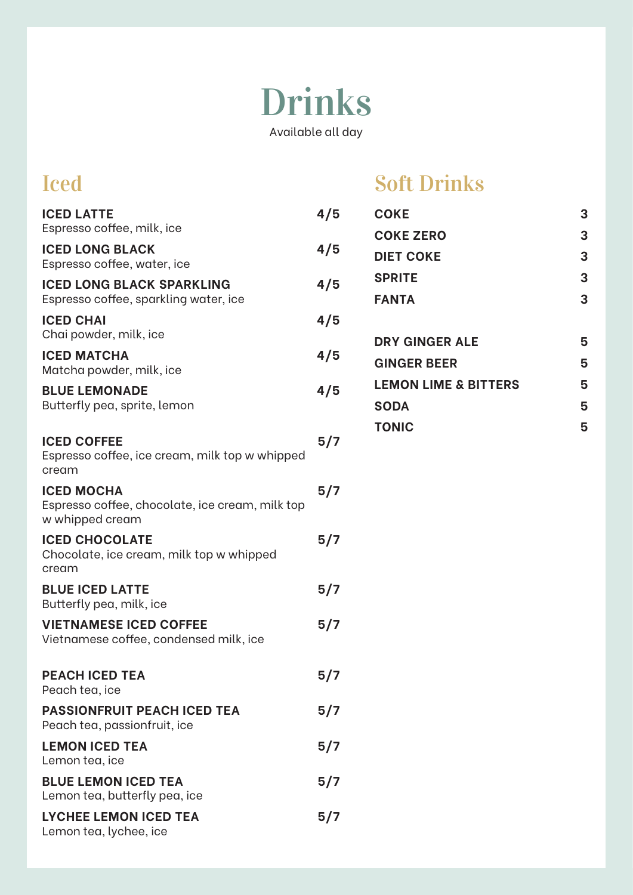# Drinks

Available all day

## Iced

**ICED LATTE** 4/5
Espresso coffee, milk, ice

**ICED LONG BLACK** 4/5
Espresso coffee, water, ice

**ICED LONG BLACK SPARKLING** 4/5
Espresso coffee, sparkling water, ice

**ICED CHAI** 4/5
Chai powder, milk, ice

**ICED MATCHA** 4/5
Matcha powder, milk, ice

**BLUE LEMONADE** 4/5
Butterfly pea, sprite, lemon

**ICED COFFEE** 5/7
Espresso coffee, ice cream, milk top w whipped cream

**ICED MOCHA** 5/7
Espresso coffee, chocolate, ice cream, milk top w whipped cream

**ICED CHOCOLATE** 5/7
Chocolate, ice cream, milk top w whipped cream

**BLUE ICED LATTE** 5/7
Butterfly pea, milk, ice

**VIETNAMESE ICED COFFEE** 5/7
Vietnamese coffee, condensed milk, ice

**PEACH ICED TEA** 5/7
Peach tea, ice

**PASSIONFRUIT PEACH ICED TEA** 5/7
Peach tea, passionfruit, ice

**LEMON ICED TEA** 5/7
Lemon tea, ice

**BLUE LEMON ICED TEA** 5/7
Lemon tea, butterfly pea, ice

**LYCHEE LEMON ICED TEA** 5/7
Lemon tea, lychee, ice

## Soft Drinks

**COKE** 3

**COKE ZERO** 3

**DIET COKE** 3

**SPRITE** 3

**FANTA** 3

**DRY GINGER ALE** 5

**GINGER BEER** 5

**LEMON LIME & BITTERS** 5

**SODA** 5

**TONIC** 5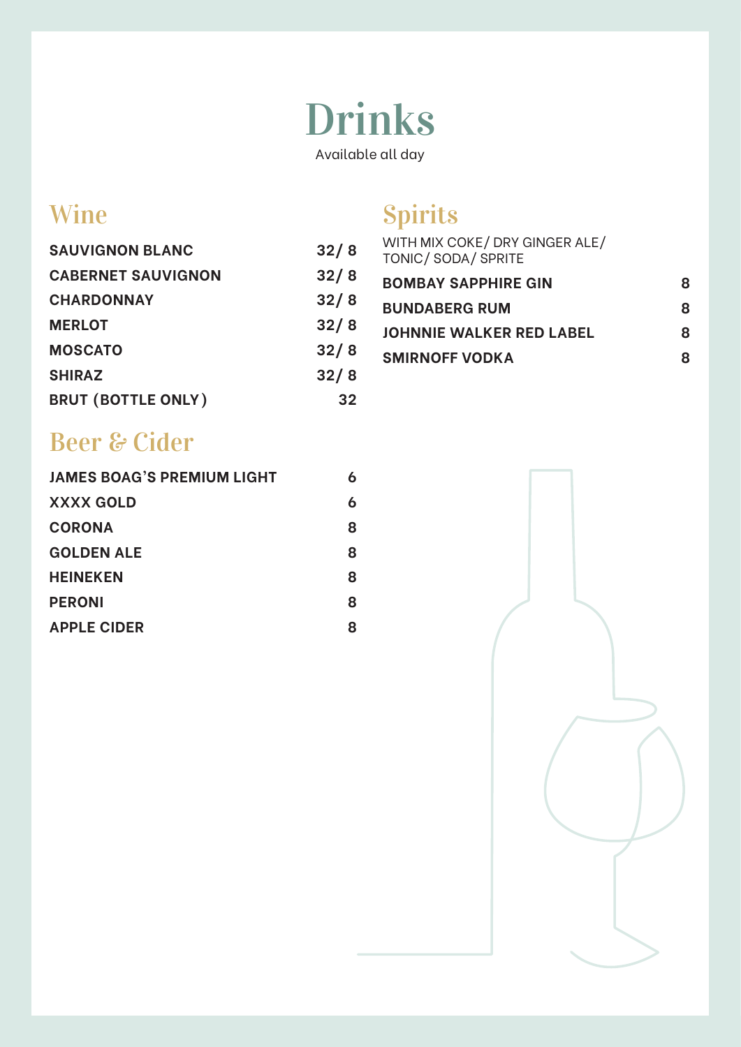# Drinks

Available all day

## Wine

| | |
|---|---|
| **SAUVIGNON BLANC** | **32/ 8** |
| **CABERNET SAUVIGNON** | **32/ 8** |
| **CHARDONNAY** | **32/ 8** |
| **MERLOT** | **32/ 8** |
| **MOSCATO** | **32/ 8** |
| **SHIRAZ** | **32/ 8** |
| **BRUT (BOTTLE ONLY)** | **32** |

## Beer & Cider

| | |
|---|---|
| **JAMES BOAG'S PREMIUM LIGHT** | **6** |
| **XXXX GOLD** | **6** |
| **CORONA** | **8** |
| **GOLDEN ALE** | **8** |
| **HEINEKEN** | **8** |
| **PERONI** | **8** |
| **APPLE CIDER** | **8** |

## Spirits

WITH MIX COKE/ DRY GINGER ALE/ TONIC/ SODA/ SPRITE

| | |
|---|---|
| **BOMBAY SAPPHIRE GIN** | **8** |
| **BUNDABERG RUM** | **8** |
| **JOHNNIE WALKER RED LABEL** | **8** |
| **SMIRNOFF VODKA** | **8** |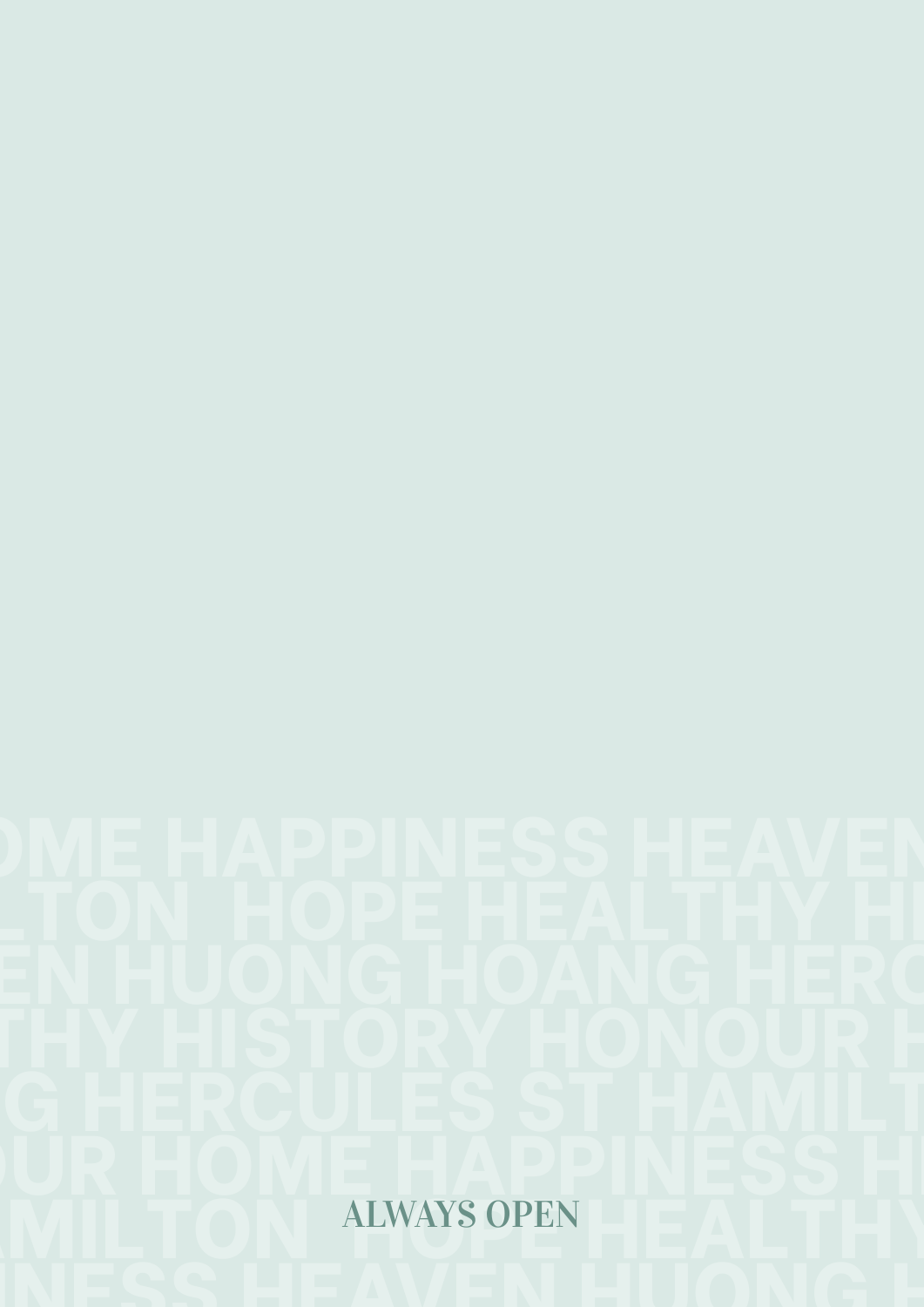ALWAYS OPEN